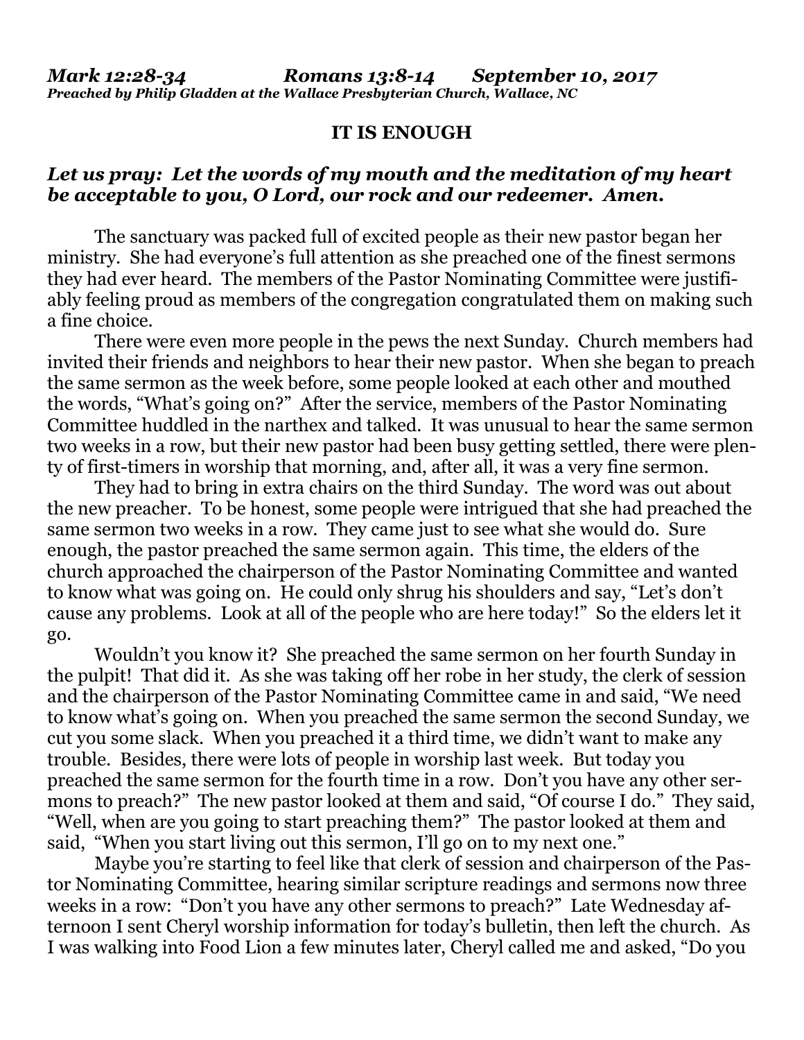*Mark 12:28-34 Romans 13:8-14 September 10, 2017*
***Preached by Philip Gladden at the Wallace Presbyterian Church, Wallace, NC***

## IT IS ENOUGH

***Let us pray: Let the words of my mouth and the meditation of my heart be acceptable to you, O Lord, our rock and our redeemer. Amen.***

The sanctuary was packed full of excited people as their new pastor began her ministry. She had everyone's full attention as she preached one of the finest sermons they had ever heard. The members of the Pastor Nominating Committee were justifiably feeling proud as members of the congregation congratulated them on making such a fine choice.

There were even more people in the pews the next Sunday. Church members had invited their friends and neighbors to hear their new pastor. When she began to preach the same sermon as the week before, some people looked at each other and mouthed the words, "What's going on?" After the service, members of the Pastor Nominating Committee huddled in the narthex and talked. It was unusual to hear the same sermon two weeks in a row, but their new pastor had been busy getting settled, there were plenty of first-timers in worship that morning, and, after all, it was a very fine sermon.

They had to bring in extra chairs on the third Sunday. The word was out about the new preacher. To be honest, some people were intrigued that she had preached the same sermon two weeks in a row. They came just to see what she would do. Sure enough, the pastor preached the same sermon again. This time, the elders of the church approached the chairperson of the Pastor Nominating Committee and wanted to know what was going on. He could only shrug his shoulders and say, "Let's don't cause any problems. Look at all of the people who are here today!" So the elders let it go.

Wouldn't you know it? She preached the same sermon on her fourth Sunday in the pulpit! That did it. As she was taking off her robe in her study, the clerk of session and the chairperson of the Pastor Nominating Committee came in and said, "We need to know what's going on. When you preached the same sermon the second Sunday, we cut you some slack. When you preached it a third time, we didn't want to make any trouble. Besides, there were lots of people in worship last week. But today you preached the same sermon for the fourth time in a row. Don't you have any other sermons to preach?" The new pastor looked at them and said, "Of course I do." They said, "Well, when are you going to start preaching them?" The pastor looked at them and said, "When you start living out this sermon, I'll go on to my next one."

Maybe you're starting to feel like that clerk of session and chairperson of the Pastor Nominating Committee, hearing similar scripture readings and sermons now three weeks in a row: "Don't you have any other sermons to preach?" Late Wednesday afternoon I sent Cheryl worship information for today's bulletin, then left the church. As I was walking into Food Lion a few minutes later, Cheryl called me and asked, "Do you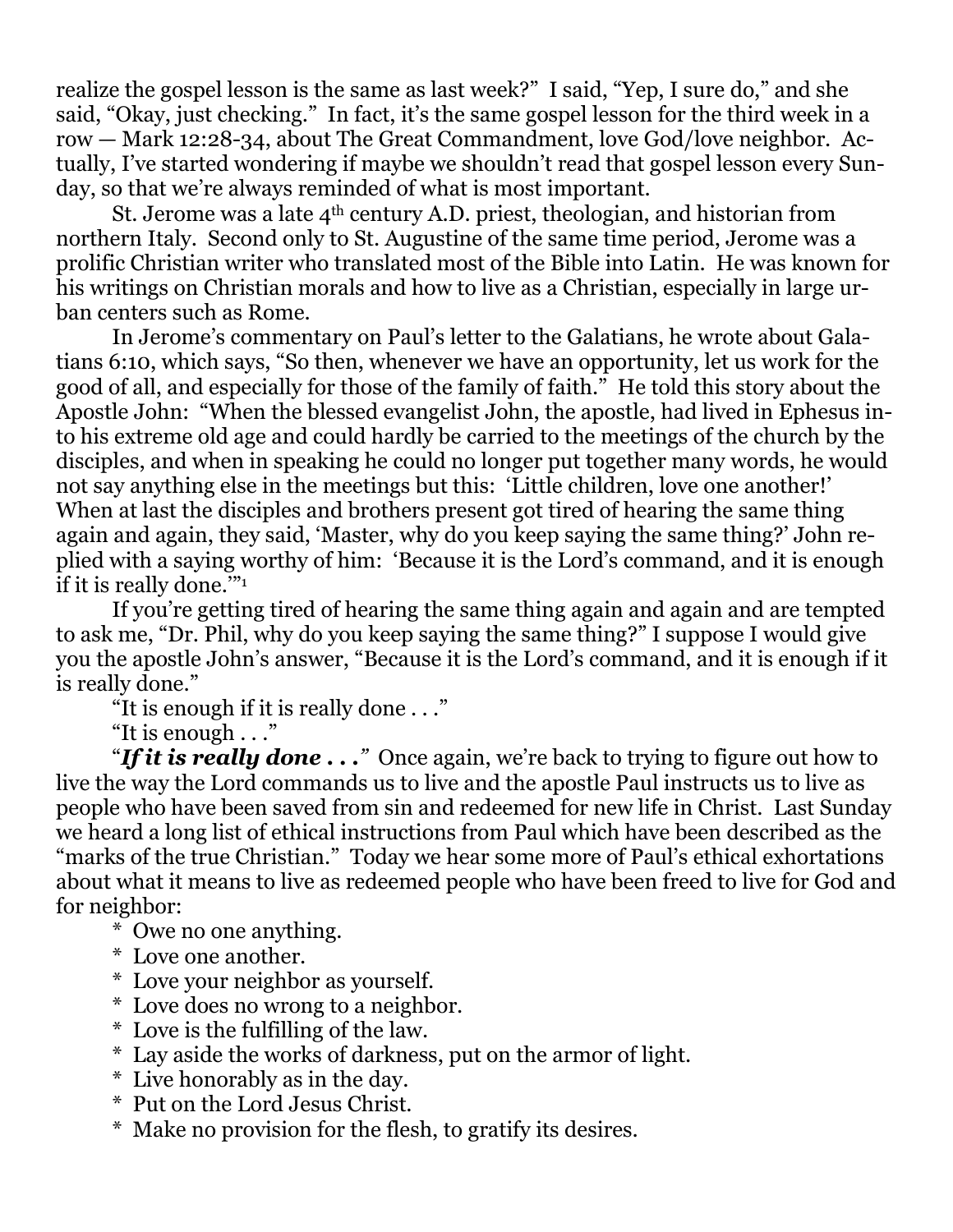realize the gospel lesson is the same as last week?" I said, "Yep, I sure do," and she said, "Okay, just checking." In fact, it's the same gospel lesson for the third week in a row — Mark 12:28-34, about The Great Commandment, love God/love neighbor. Actually, I've started wondering if maybe we shouldn't read that gospel lesson every Sunday, so that we're always reminded of what is most important.

St. Jerome was a late 4th century A.D. priest, theologian, and historian from northern Italy. Second only to St. Augustine of the same time period, Jerome was a prolific Christian writer who translated most of the Bible into Latin. He was known for his writings on Christian morals and how to live as a Christian, especially in large urban centers such as Rome.

In Jerome's commentary on Paul's letter to the Galatians, he wrote about Galatians 6:10, which says, "So then, whenever we have an opportunity, let us work for the good of all, and especially for those of the family of faith." He told this story about the Apostle John: "When the blessed evangelist John, the apostle, had lived in Ephesus into his extreme old age and could hardly be carried to the meetings of the church by the disciples, and when in speaking he could no longer put together many words, he would not say anything else in the meetings but this: 'Little children, love one another!' When at last the disciples and brothers present got tired of hearing the same thing again and again, they said, 'Master, why do you keep saying the same thing?' John replied with a saying worthy of him: 'Because it is the Lord's command, and it is enough if it is really done.'"[1]

If you're getting tired of hearing the same thing again and again and are tempted to ask me, "Dr. Phil, why do you keep saying the same thing?" I suppose I would give you the apostle John's answer, "Because it is the Lord's command, and it is enough if it is really done."

"It is enough if it is really done . . ."

"It is enough . . ."

"***If it is really done . . .***" Once again, we're back to trying to figure out how to live the way the Lord commands us to live and the apostle Paul instructs us to live as people who have been saved from sin and redeemed for new life in Christ. Last Sunday we heard a long list of ethical instructions from Paul which have been described as the "marks of the true Christian." Today we hear some more of Paul's ethical exhortations about what it means to live as redeemed people who have been freed to live for God and for neighbor:

- Owe no one anything.
- Love one another.
- Love your neighbor as yourself.
- Love does no wrong to a neighbor.
- Love is the fulfilling of the law.
- Lay aside the works of darkness, put on the armor of light.
- Live honorably as in the day.
- Put on the Lord Jesus Christ.
- Make no provision for the flesh, to gratify its desires.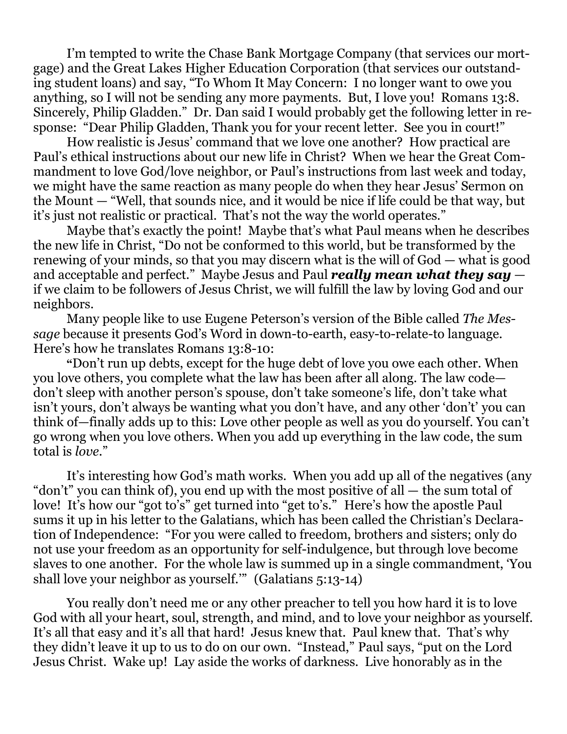I'm tempted to write the Chase Bank Mortgage Company (that services our mortgage) and the Great Lakes Higher Education Corporation (that services our outstanding student loans) and say, "To Whom It May Concern: I no longer want to owe you anything, so I will not be sending any more payments. But, I love you! Romans 13:8. Sincerely, Philip Gladden." Dr. Dan said I would probably get the following letter in response: "Dear Philip Gladden, Thank you for your recent letter. See you in court!"

How realistic is Jesus' command that we love one another? How practical are Paul's ethical instructions about our new life in Christ? When we hear the Great Commandment to love God/love neighbor, or Paul's instructions from last week and today, we might have the same reaction as many people do when they hear Jesus' Sermon on the Mount — "Well, that sounds nice, and it would be nice if life could be that way, but it's just not realistic or practical. That's not the way the world operates."

Maybe that's exactly the point! Maybe that's what Paul means when he describes the new life in Christ, "Do not be conformed to this world, but be transformed by the renewing of your minds, so that you may discern what is the will of God — what is good and acceptable and perfect." Maybe Jesus and Paul ***really mean what they say*** — if we claim to be followers of Jesus Christ, we will fulfill the law by loving God and our neighbors.

Many people like to use Eugene Peterson's version of the Bible called *The Message* because it presents God's Word in down-to-earth, easy-to-relate-to language. Here's how he translates Romans 13:8-10:

"Don't run up debts, except for the huge debt of love you owe each other. When you love others, you complete what the law has been after all along. The law code—don't sleep with another person's spouse, don't take someone's life, don't take what isn't yours, don't always be wanting what you don't have, and any other 'don't' you can think of—finally adds up to this: Love other people as well as you do yourself. You can't go wrong when you love others. When you add up everything in the law code, the sum total is *love*."

It's interesting how God's math works. When you add up all of the negatives (any "don't" you can think of), you end up with the most positive of all — the sum total of love! It's how our "got to's" get turned into "get to's." Here's how the apostle Paul sums it up in his letter to the Galatians, which has been called the Christian's Declaration of Independence: "For you were called to freedom, brothers and sisters; only do not use your freedom as an opportunity for self-indulgence, but through love become slaves to one another. For the whole law is summed up in a single commandment, 'You shall love your neighbor as yourself.'" (Galatians 5:13-14)

You really don't need me or any other preacher to tell you how hard it is to love God with all your heart, soul, strength, and mind, and to love your neighbor as yourself. It's all that easy and it's all that hard! Jesus knew that. Paul knew that. That's why they didn't leave it up to us to do on our own. "Instead," Paul says, "put on the Lord Jesus Christ. Wake up! Lay aside the works of darkness. Live honorably as in the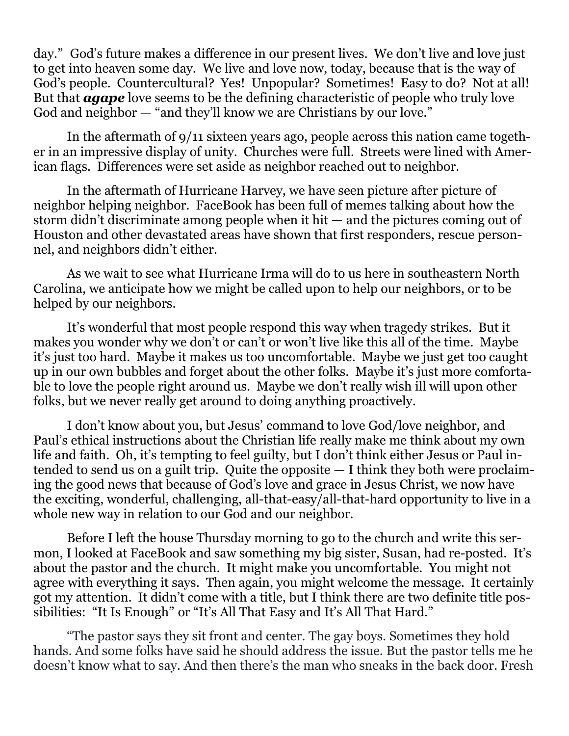day." God's future makes a difference in our present lives. We don't live and love just to get into heaven some day. We live and love now, today, because that is the way of God's people. Countercultural? Yes! Unpopular? Sometimes! Easy to do? Not at all! But that ***agape*** love seems to be the defining characteristic of people who truly love God and neighbor — "and they'll know we are Christians by our love."

In the aftermath of 9/11 sixteen years ago, people across this nation came together in an impressive display of unity. Churches were full. Streets were lined with American flags. Differences were set aside as neighbor reached out to neighbor.

In the aftermath of Hurricane Harvey, we have seen picture after picture of neighbor helping neighbor. FaceBook has been full of memes talking about how the storm didn't discriminate among people when it hit — and the pictures coming out of Houston and other devastated areas have shown that first responders, rescue personnel, and neighbors didn't either.

As we wait to see what Hurricane Irma will do to us here in southeastern North Carolina, we anticipate how we might be called upon to help our neighbors, or to be helped by our neighbors.

It's wonderful that most people respond this way when tragedy strikes. But it makes you wonder why we don't or can't or won't live like this all of the time. Maybe it's just too hard. Maybe it makes us too uncomfortable. Maybe we just get too caught up in our own bubbles and forget about the other folks. Maybe it's just more comfortable to love the people right around us. Maybe we don't really wish ill will upon other folks, but we never really get around to doing anything proactively.

I don't know about you, but Jesus' command to love God/love neighbor, and Paul's ethical instructions about the Christian life really make me think about my own life and faith. Oh, it's tempting to feel guilty, but I don't think either Jesus or Paul intended to send us on a guilt trip. Quite the opposite — I think they both were proclaiming the good news that because of God's love and grace in Jesus Christ, we now have the exciting, wonderful, challenging, all-that-easy/all-that-hard opportunity to live in a whole new way in relation to our God and our neighbor.

Before I left the house Thursday morning to go to the church and write this sermon, I looked at FaceBook and saw something my big sister, Susan, had re-posted. It's about the pastor and the church. It might make you uncomfortable. You might not agree with everything it says. Then again, you might welcome the message. It certainly got my attention. It didn't come with a title, but I think there are two definite title possibilities: "It Is Enough" or "It's All That Easy and It's All That Hard."

"The pastor says they sit front and center. The gay boys. Sometimes they hold hands. And some folks have said he should address the issue. But the pastor tells me he doesn't know what to say. And then there's the man who sneaks in the back door. Fresh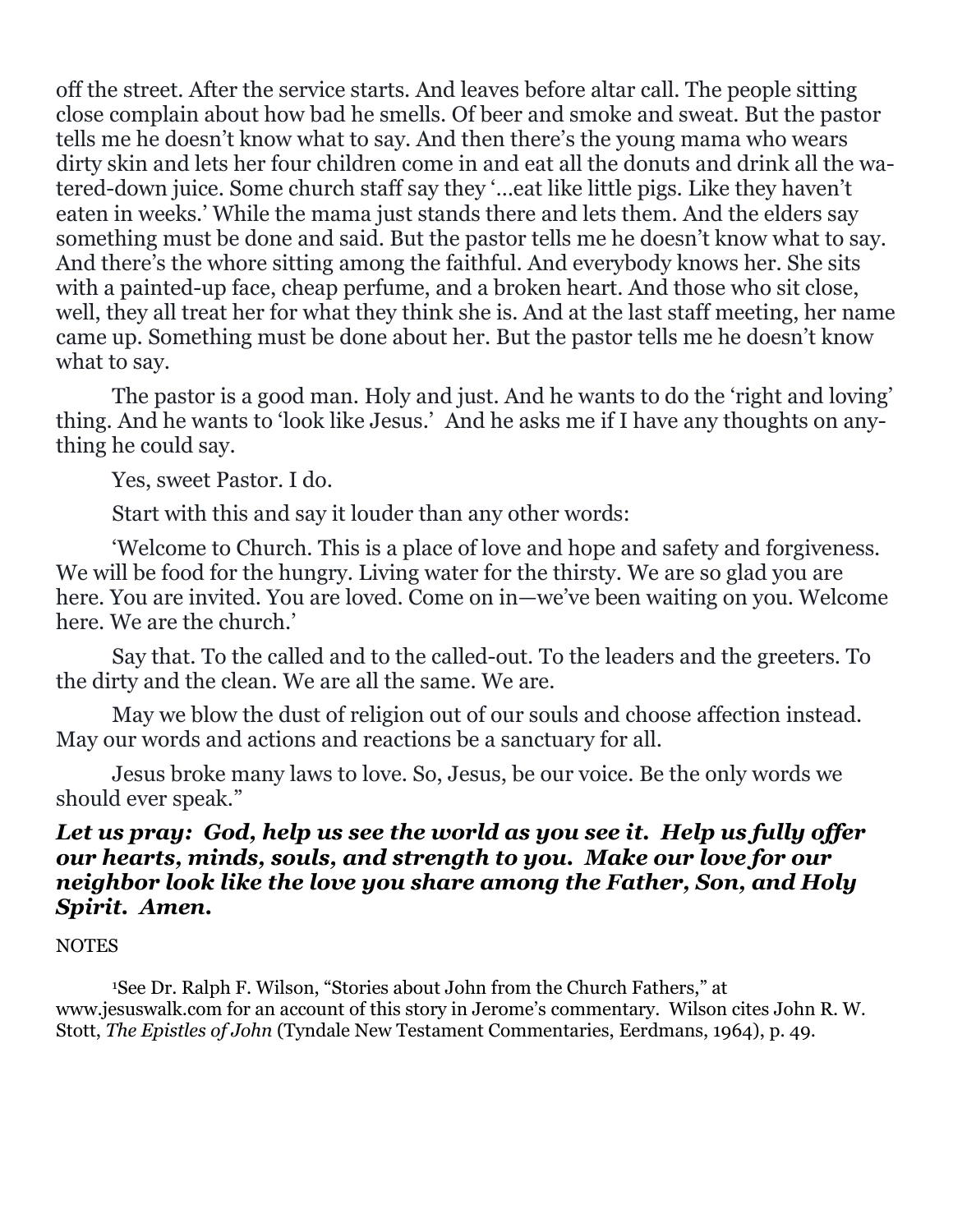off the street. After the service starts. And leaves before altar call. The people sitting close complain about how bad he smells. Of beer and smoke and sweat. But the pastor tells me he doesn't know what to say. And then there's the young mama who wears dirty skin and lets her four children come in and eat all the donuts and drink all the watered-down juice. Some church staff say they '…eat like little pigs. Like they haven't eaten in weeks.' While the mama just stands there and lets them. And the elders say something must be done and said. But the pastor tells me he doesn't know what to say. And there's the whore sitting among the faithful. And everybody knows her. She sits with a painted-up face, cheap perfume, and a broken heart. And those who sit close, well, they all treat her for what they think she is. And at the last staff meeting, her name came up. Something must be done about her. But the pastor tells me he doesn't know what to say.

The pastor is a good man. Holy and just. And he wants to do the 'right and loving' thing. And he wants to 'look like Jesus.' And he asks me if I have any thoughts on anything he could say.

Yes, sweet Pastor. I do.

Start with this and say it louder than any other words:

'Welcome to Church. This is a place of love and hope and safety and forgiveness. We will be food for the hungry. Living water for the thirsty. We are so glad you are here. You are invited. You are loved. Come on in—we've been waiting on you. Welcome here. We are the church.'

Say that. To the called and to the called-out. To the leaders and the greeters. To the dirty and the clean. We are all the same. We are.

May we blow the dust of religion out of our souls and choose affection instead. May our words and actions and reactions be a sanctuary for all.

Jesus broke many laws to love. So, Jesus, be our voice. Be the only words we should ever speak."

***Let us pray: God, help us see the world as you see it. Help us fully offer our hearts, minds, souls, and strength to you. Make our love for our neighbor look like the love you share among the Father, Son, and Holy Spirit. Amen.***

NOTES

[1]See Dr. Ralph F. Wilson, "Stories about John from the Church Fathers," at www.jesuswalk.com for an account of this story in Jerome's commentary. Wilson cites John R. W. Stott, *The Epistles of John* (Tyndale New Testament Commentaries, Eerdmans, 1964), p. 49.